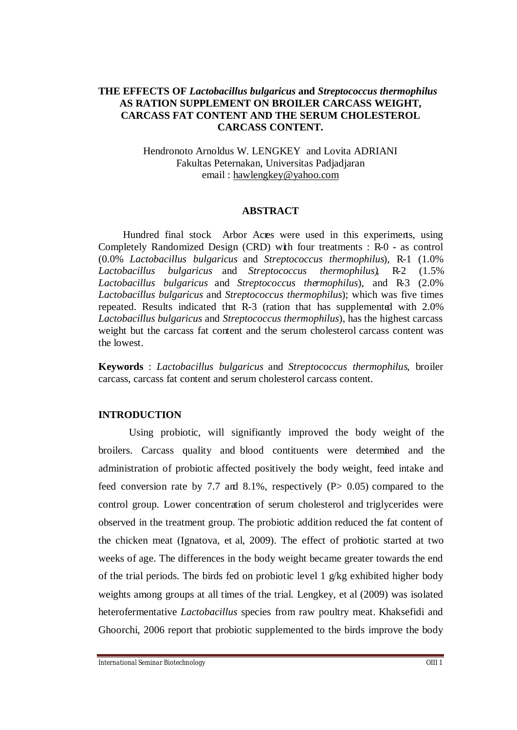# THE EFFECTS OF *Lactobacillus bulgaricus* and *Streptococcus thermophilus* AS RATION SUPPLEMENT ON BROILER CARCASS WEIGHT, CARCASS FAT CONTENT AND THE SERUM CHOLESTEROL CARCASS CONTENT.

Hendronoto Arnoldus W. LENGKEY and Lovita ADRIANI
Fakultas Peternakan, Universitas Padjadjaran
email : hawlengkey@yahoo.com

## ABSTRACT

Hundred final stock Arbor Acres were used in this experiments, using Completely Randomized Design (CRD) with four treatments : R-0 - as control (0.0% *Lactobacillus bulgaricus* and *Streptococcus thermophilus*), R-1 (1.0% *Lactobacillus bulgaricus* and *Streptococcus thermophilus*), R-2 (1.5% *Lactobacillus bulgaricus* and *Streptococcus thermophilus*), and R-3 (2.0% *Lactobacillus bulgaricus* and *Streptococcus thermophilus*); which was five times repeated. Results indicated that R-3 (ration that has supplemented with 2.0% *Lactobacillus bulgaricus* and *Streptococcus thermophilus*), has the highest carcass weight but the carcass fat content and the serum cholesterol carcass content was the lowest.

**Keywords** : *Lactobacillus bulgaricus* and *Streptococcus thermophilus*, broiler carcass, carcass fat content and serum cholesterol carcass content.

## INTRODUCTION

Using probiotic, will significantly improved the body weight of the broilers. Carcass quality and blood contituents were determined and the administration of probiotic affected positively the body weight, feed intake and feed conversion rate by 7.7 and 8.1%, respectively ($P > 0.05$) compared to the control group. Lower concentration of serum cholesterol and triglycerides were observed in the treatment group. The probiotic addition reduced the fat content of the chicken meat (Ignatova, et al, 2009). The effect of probiotic started at two weeks of age. The differences in the body weight became greater towards the end of the trial periods. The birds fed on probiotic level 1 g/kg exhibited higher body weights among groups at all times of the trial. Lengkey, et al (2009) was isolated heterofermentative *Lactobacillus* species from raw poultry meat. Khaksefidi and Ghoorchi, 2006 report that probiotic supplemented to the birds improve the body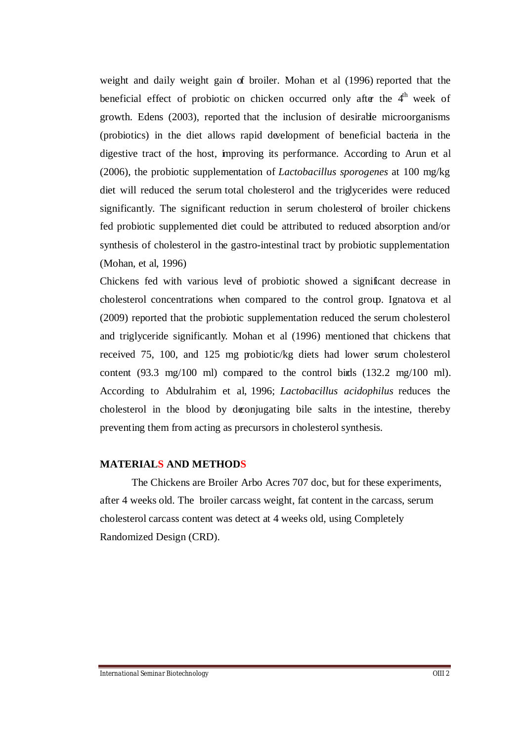weight and daily weight gain of broiler. Mohan et al (1996) reported that the beneficial effect of probiotic on chicken occurred only after the $4^{th}$ week of growth. Edens (2003), reported that the inclusion of desirable microorganisms (probiotics) in the diet allows rapid development of beneficial bacteria in the digestive tract of the host, improving its performance. According to Arun et al (2006), the probiotic supplementation of *Lactobacillus sporogenes* at 100 mg/kg diet will reduced the serum total cholesterol and the triglycerides were reduced significantly. The significant reduction in serum cholesterol of broiler chickens fed probiotic supplemented diet could be attributed to reduced absorption and/or synthesis of cholesterol in the gastro-intestinal tract by probiotic supplementation (Mohan, et al, 1996)

Chickens fed with various level of probiotic showed a significant decrease in cholesterol concentrations when compared to the control group. Ignatova et al (2009) reported that the probiotic supplementation reduced the serum cholesterol and triglyceride significantly. Mohan et al (1996) mentioned that chickens that received 75, 100, and 125 mg probiotic/kg diets had lower serum cholesterol content (93.3 mg/100 ml) compared to the control birds (132.2 mg/100 ml). According to Abdulrahim et al, 1996; *Lactobacillus acidophilus* reduces the cholesterol in the blood by deconjugating bile salts in the intestine, thereby preventing them from acting as precursors in cholesterol synthesis.

## MATERIALS AND METHODS

The Chickens are Broiler Arbo Acres 707 doc, but for these experiments, after 4 weeks old. The broiler carcass weight, fat content in the carcass, serum cholesterol carcass content was detect at 4 weeks old, using Completely Randomized Design (CRD).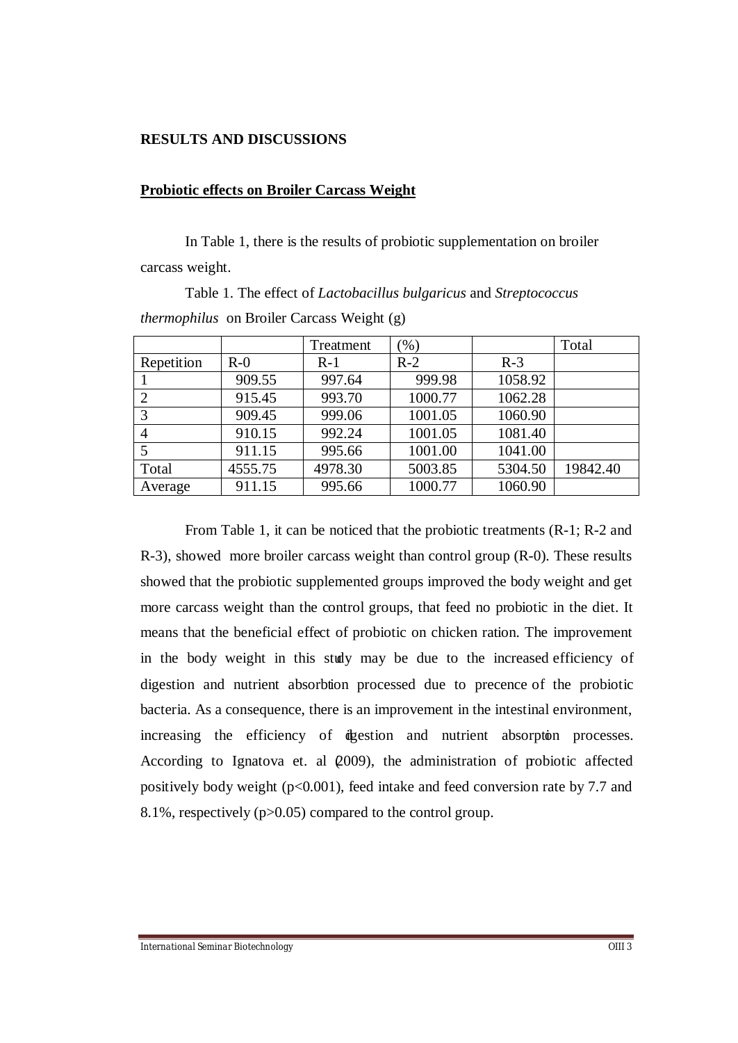## RESULTS AND DISCUSSIONS

### Probiotic effects on Broiler Carcass Weight

In Table 1, there is the results of probiotic supplementation on broiler carcass weight.

Table 1. The effect of *Lactobacillus bulgaricus* and *Streptococcus thermophilus* on Broiler Carcass Weight (g)

| | | Treatment | (%) | | Total |
|---|---|---|---|---|---|
| Repetition | R-0 | R-1 | R-2 | R-3 | |
| 1 | 909.55 | 997.64 | 999.98 | 1058.92 | |
| 2 | 915.45 | 993.70 | 1000.77 | 1062.28 | |
| 3 | 909.45 | 999.06 | 1001.05 | 1060.90 | |
| 4 | 910.15 | 992.24 | 1001.05 | 1081.40 | |
| 5 | 911.15 | 995.66 | 1001.00 | 1041.00 | |
| Total | 4555.75 | 4978.30 | 5003.85 | 5304.50 | 19842.40 |
| Average | 911.15 | 995.66 | 1000.77 | 1060.90 | |

From Table 1, it can be noticed that the probiotic treatments (R-1; R-2 and R-3), showed more broiler carcass weight than control group (R-0). These results showed that the probiotic supplemented groups improved the body weight and get more carcass weight than the control groups, that feed no probiotic in the diet. It means that the beneficial effect of probiotic on chicken ration. The improvement in the body weight in this study may be due to the increased efficiency of digestion and nutrient absorbtion processed due to precence of the probiotic bacteria. As a consequence, there is an improvement in the intestinal environment, increasing the efficiency of digestion and nutrient absorption processes. According to Ignatova et. al (2009), the administration of probiotic affected positively body weight ($p<0.001$), feed intake and feed conversion rate by 7.7 and 8.1%, respectively ($p>0.05$) compared to the control group.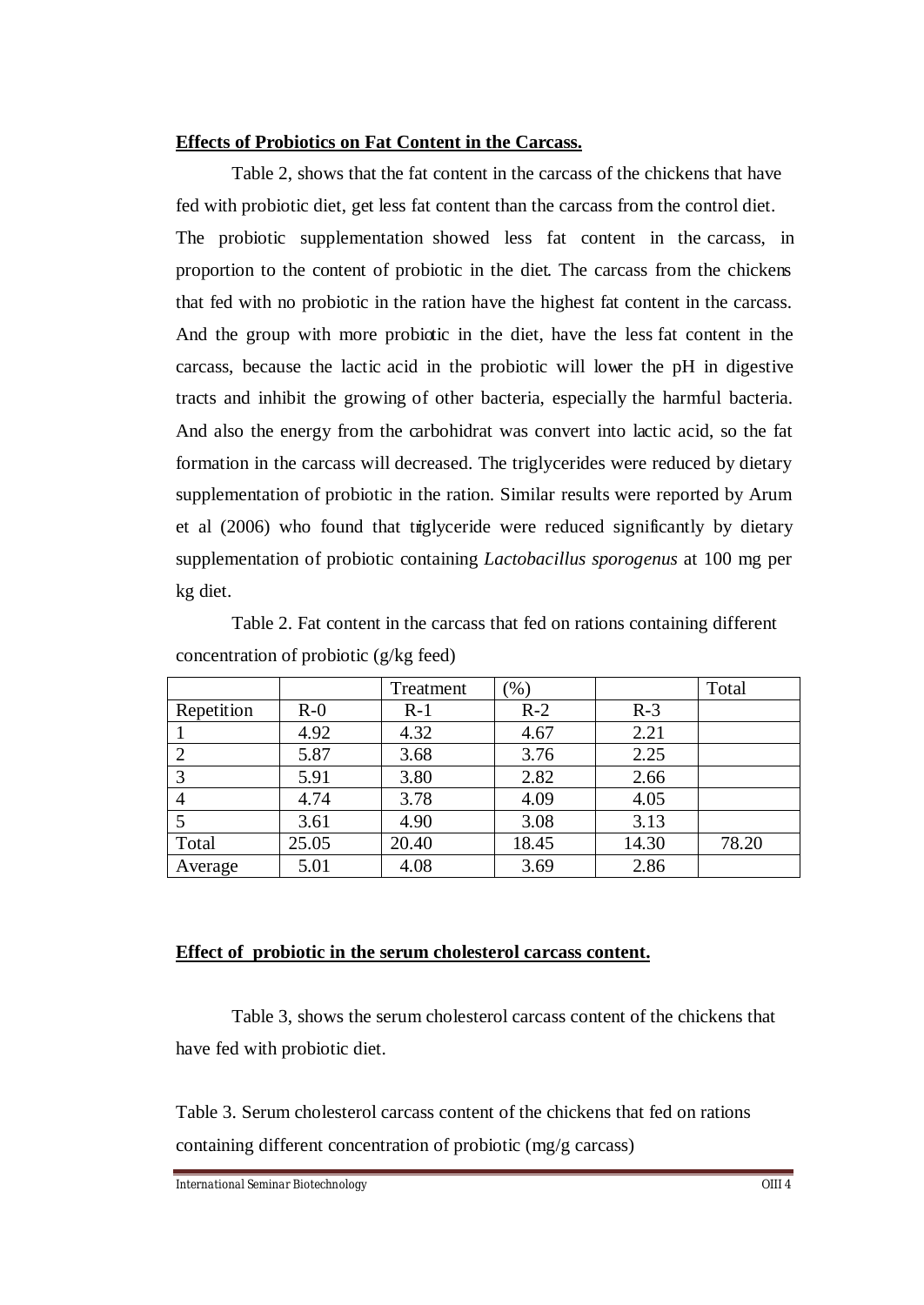**Effects of Probiotics on Fat Content in the Carcass.**

Table 2, shows that the fat content in the carcass of the chickens that have fed with probiotic diet, get less fat content than the carcass from the control diet. The probiotic supplementation showed less fat content in the carcass, in proportion to the content of probiotic in the diet. The carcass from the chickens that fed with no probiotic in the ration have the highest fat content in the carcass. And the group with more probiotic in the diet, have the less fat content in the carcass, because the lactic acid in the probiotic will lower the pH in digestive tracts and inhibit the growing of other bacteria, especially the harmful bacteria. And also the energy from the carbohidrat was convert into lactic acid, so the fat formation in the carcass will decreased. The triglycerides were reduced by dietary supplementation of probiotic in the ration. Similar results were reported by Arum et al (2006) who found that triglyceride were reduced significantly by dietary supplementation of probiotic containing *Lactobacillus sporogenus* at 100 mg per kg diet.

Table 2. Fat content in the carcass that fed on rations containing different concentration of probiotic (g/kg feed)

| | | Treatment | (%) | | Total |
|---|---|---|---|---|---|
| Repetition | R-0 | R-1 | R-2 | R-3 | |
| 1 | 4.92 | 4.32 | 4.67 | 2.21 | |
| 2 | 5.87 | 3.68 | 3.76 | 2.25 | |
| 3 | 5.91 | 3.80 | 2.82 | 2.66 | |
| 4 | 4.74 | 3.78 | 4.09 | 4.05 | |
| 5 | 3.61 | 4.90 | 3.08 | 3.13 | |
| Total | 25.05 | 20.40 | 18.45 | 14.30 | 78.20 |
| Average | 5.01 | 4.08 | 3.69 | 2.86 | |

**Effect of probiotic in the serum cholesterol carcass content.**

Table 3, shows the serum cholesterol carcass content of the chickens that have fed with probiotic diet.

Table 3. Serum cholesterol carcass content of the chickens that fed on rations containing different concentration of probiotic (mg/g carcass)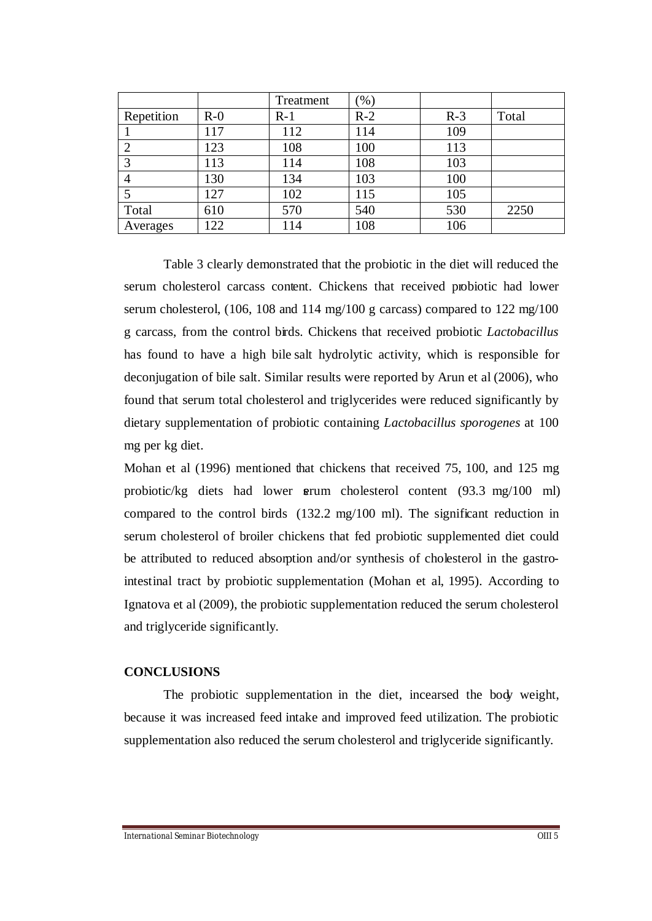| | | Treatment | (%) | | |
|---|---|---|---|---|---|
| Repetition | R-0 | R-1 | R-2 | R-3 | Total |
| 1 | 117 | 112 | 114 | 109 | |
| 2 | 123 | 108 | 100 | 113 | |
| 3 | 113 | 114 | 108 | 103 | |
| 4 | 130 | 134 | 103 | 100 | |
| 5 | 127 | 102 | 115 | 105 | |
| Total | 610 | 570 | 540 | 530 | 2250 |
| Averages | 122 | 114 | 108 | 106 | |

Table 3 clearly demonstrated that the probiotic in the diet will reduced the serum cholesterol carcass content. Chickens that received probiotic had lower serum cholesterol, (106, 108 and 114 mg/100 g carcass) compared to 122 mg/100 g carcass, from the control birds. Chickens that received probiotic *Lactobacillus* has found to have a high bile salt hydrolytic activity, which is responsible for deconjugation of bile salt. Similar results were reported by Arun et al (2006), who found that serum total cholesterol and triglycerides were reduced significantly by dietary supplementation of probiotic containing *Lactobacillus sporogenes* at 100 mg per kg diet.

Mohan et al (1996) mentioned that chickens that received 75, 100, and 125 mg probiotic/kg diets had lower serum cholesterol content (93.3 mg/100 ml) compared to the control birds (132.2 mg/100 ml). The significant reduction in serum cholesterol of broiler chickens that fed probiotic supplemented diet could be attributed to reduced absorption and/or synthesis of cholesterol in the gastro-intestinal tract by probiotic supplementation (Mohan et al, 1995). According to Ignatova et al (2009), the probiotic supplementation reduced the serum cholesterol and triglyceride significantly.

## CONCLUSIONS

The probiotic supplementation in the diet, incearsed the body weight, because it was increased feed intake and improved feed utilization. The probiotic supplementation also reduced the serum cholesterol and triglyceride significantly.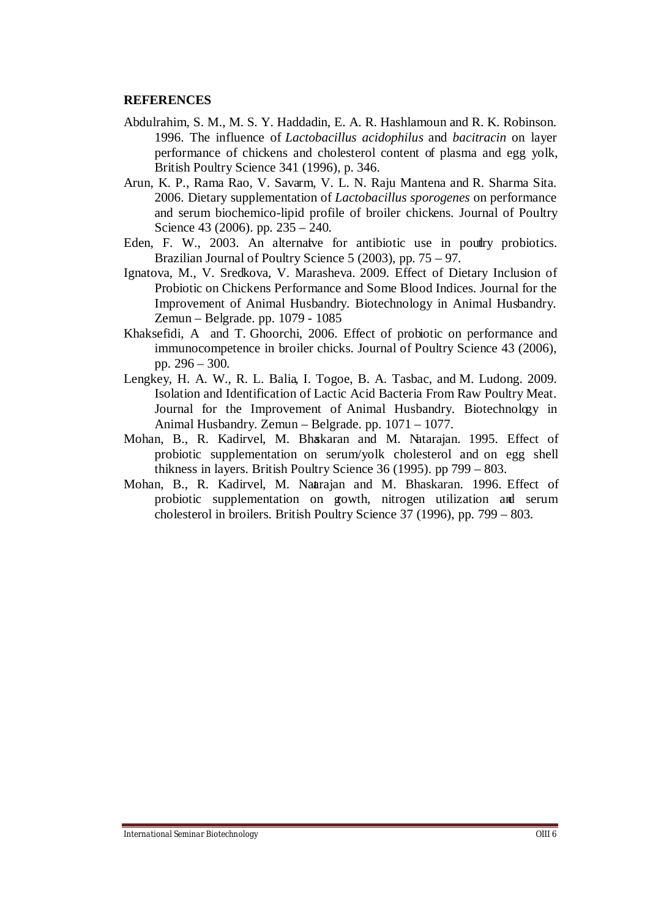**REFERENCES**

Abdulrahim, S. M., M. S. Y. Haddadin, E. A. R. Hashlamoun and R. K. Robinson. 1996. The influence of *Lactobacillus acidophilus* and *bacitracin* on layer performance of chickens and cholesterol content of plasma and egg yolk, British Poultry Science 341 (1996), p. 346.

Arun, K. P., Rama Rao, V. Savarm, V. L. N. Raju Mantena and R. Sharma Sita. 2006. Dietary supplementation of *Lactobacillus sporogenes* on performance and serum biochemico-lipid profile of broiler chickens. Journal of Poultry Science 43 (2006). pp. 235 – 240.

Eden, F. W., 2003. An alternative for antibiotic use in poultry probiotics. Brazilian Journal of Poultry Science 5 (2003), pp. 75 – 97.

Ignatova, M., V. Sredkova, V. Marasheva. 2009. Effect of Dietary Inclusion of Probiotic on Chickens Performance and Some Blood Indices. Journal for the Improvement of Animal Husbandry. Biotechnology in Animal Husbandry. Zemun – Belgrade. pp. 1079 - 1085

Khaksefidi, A and T. Ghoorchi, 2006. Effect of probiotic on performance and immunocompetence in broiler chicks. Journal of Poultry Science 43 (2006), pp. 296 – 300.

Lengkey, H. A. W., R. L. Balia, I. Togoe, B. A. Tasbac, and M. Ludong. 2009. Isolation and Identification of Lactic Acid Bacteria From Raw Poultry Meat. Journal for the Improvement of Animal Husbandry. Biotechnology in Animal Husbandry. Zemun – Belgrade. pp. 1071 – 1077.

Mohan, B., R. Kadirvel, M. Bhaskaran and M. Natarajan. 1995. Effect of probiotic supplementation on serum/yolk cholesterol and on egg shell thikness in layers. British Poultry Science 36 (1995). pp 799 – 803.

Mohan, B., R. Kadirvel, M. Natarajan and M. Bhaskaran. 1996. Effect of probiotic supplementation on growth, nitrogen utilization and serum cholesterol in broilers. British Poultry Science 37 (1996), pp. 799 – 803.